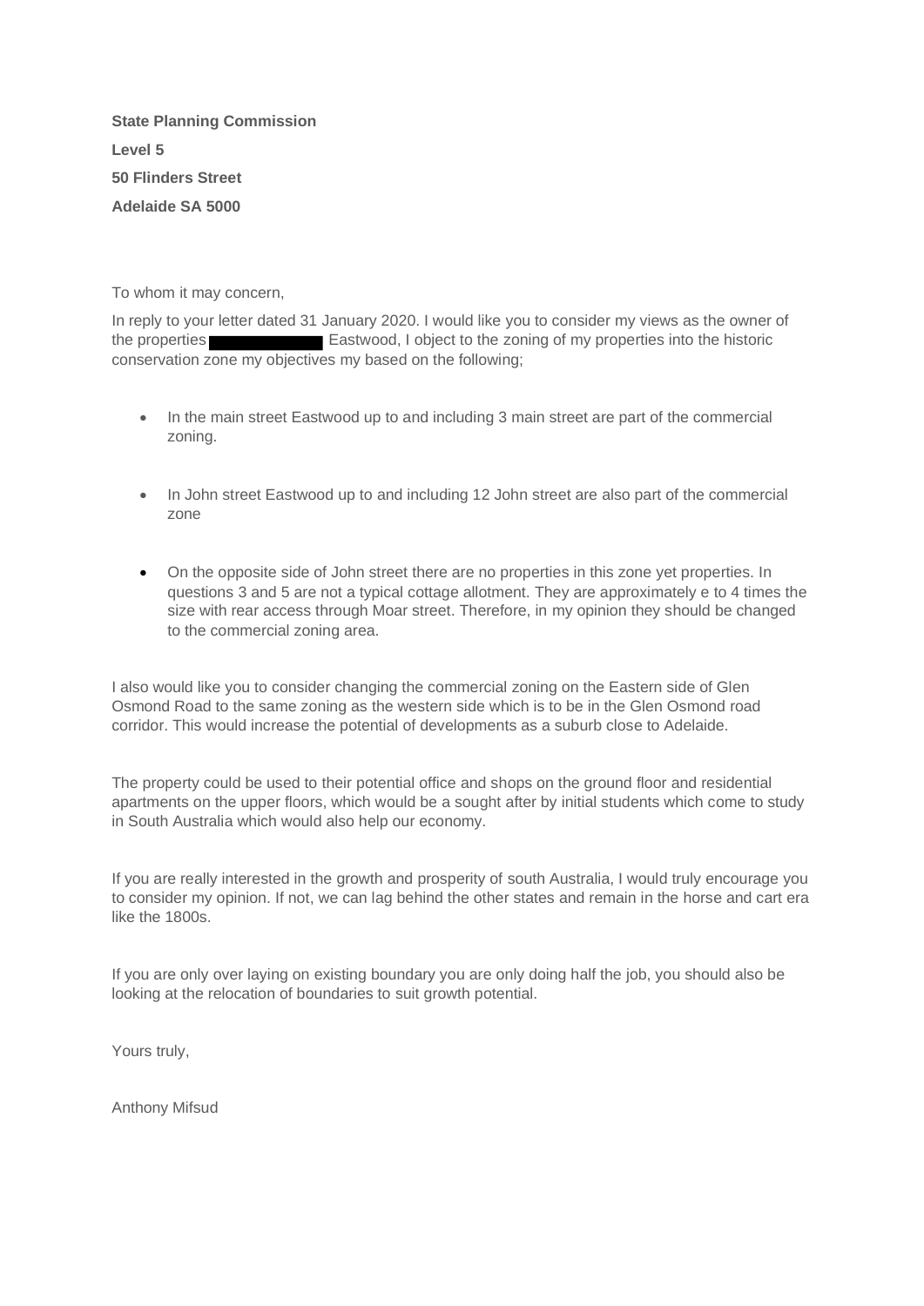**State Planning Commission**

**Level 5**

**50 Flinders Street**

**Adelaide SA 5000**

To whom it may concern,

In reply to your letter dated 31 January 2020. I would like you to consider my views as the owner of the properties ██████████ Eastwood, I object to the zoning of my properties into the historic conservation zone my objectives my based on the following;

- In the main street Eastwood up to and including 3 main street are part of the commercial zoning.
- In John street Eastwood up to and including 12 John street are also part of the commercial zone
- On the opposite side of John street there are no properties in this zone yet properties. In questions 3 and 5 are not a typical cottage allotment. They are approximately e to 4 times the size with rear access through Moar street. Therefore, in my opinion they should be changed to the commercial zoning area.

I also would like you to consider changing the commercial zoning on the Eastern side of Glen Osmond Road to the same zoning as the western side which is to be in the Glen Osmond road corridor. This would increase the potential of developments as a suburb close to Adelaide.

The property could be used to their potential office and shops on the ground floor and residential apartments on the upper floors, which would be a sought after by initial students which come to study in South Australia which would also help our economy.

If you are really interested in the growth and prosperity of south Australia, I would truly encourage you to consider my opinion. If not, we can lag behind the other states and remain in the horse and cart era like the 1800s.

If you are only over laying on existing boundary you are only doing half the job, you should also be looking at the relocation of boundaries to suit growth potential.

Yours truly,

Anthony Mifsud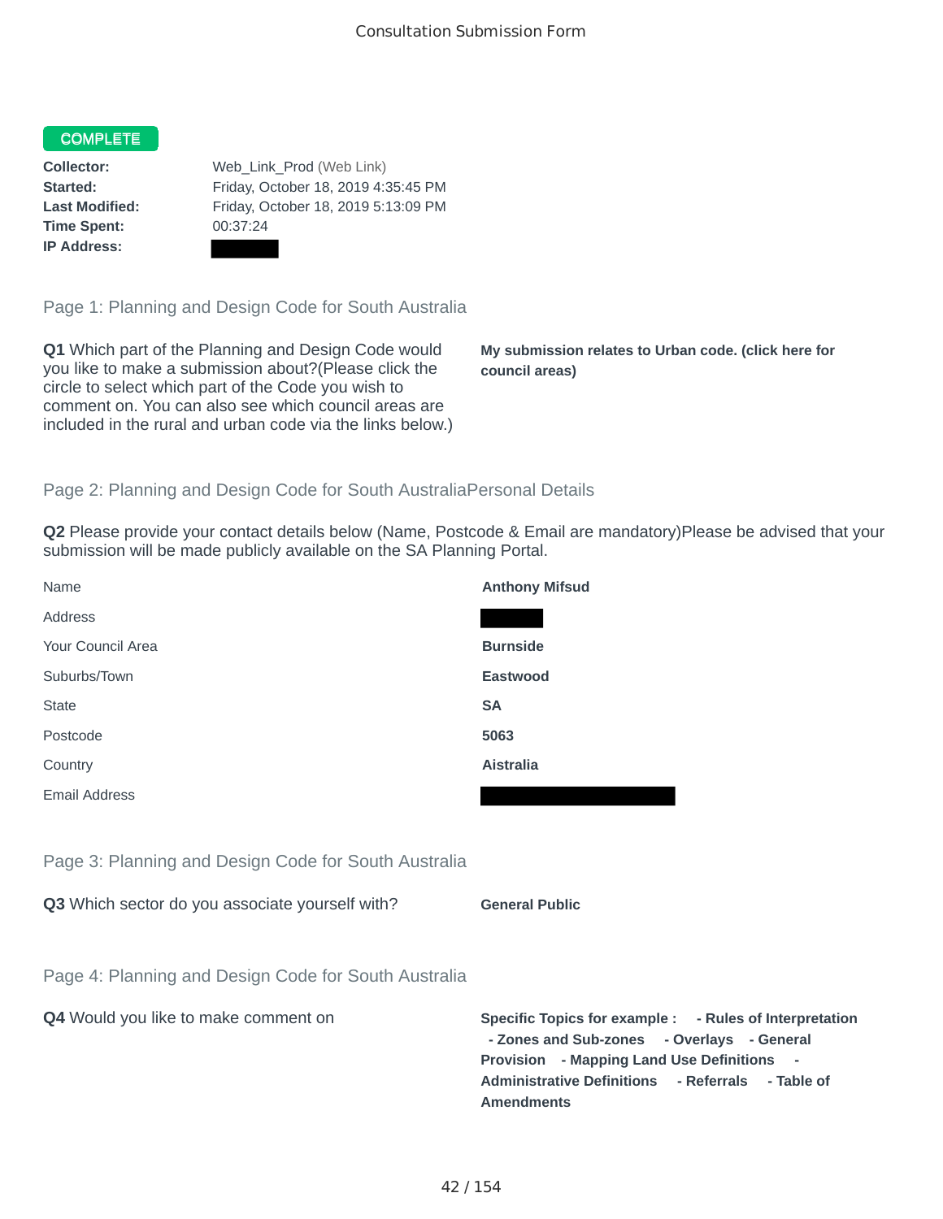Consultation Submission Form

**COMPLETE**

| | |
|---|---|
| **Collector:** | Web_Link_Prod (Web Link) |
| **Started:** | Friday, October 18, 2019 4:35:45 PM |
| **Last Modified:** | Friday, October 18, 2019 5:13:09 PM |
| **Time Spent:** | 00:37:24 |
| **IP Address:** | |

## Page 1: Planning and Design Code for South Australia

**Q1** Which part of the Planning and Design Code would you like to make a submission about?(Please click the circle to select which part of the Code you wish to comment on. You can also see which council areas are included in the rural and urban code via the links below.)

**My submission relates to Urban code. (click here for council areas)**

## Page 2: Planning and Design Code for South AustraliaPersonal Details

**Q2** Please provide your contact details below (Name, Postcode & Email are mandatory)Please be advised that your submission will be made publicly available on the SA Planning Portal.

| | |
|---|---|
| Name | **Anthony Mifsud** |
| Address | |
| Your Council Area | **Burnside** |
| Suburbs/Town | **Eastwood** |
| State | **SA** |
| Postcode | **5063** |
| Country | **Aistralia** |
| Email Address | |

## Page 3: Planning and Design Code for South Australia

**Q3** Which sector do you associate yourself with?

**General Public**

## Page 4: Planning and Design Code for South Australia

**Q4** Would you like to make comment on

**Specific Topics for example : - Rules of Interpretation - Zones and Sub-zones - Overlays - General Provision - Mapping Land Use Definitions - Administrative Definitions - Referrals - Table of Amendments**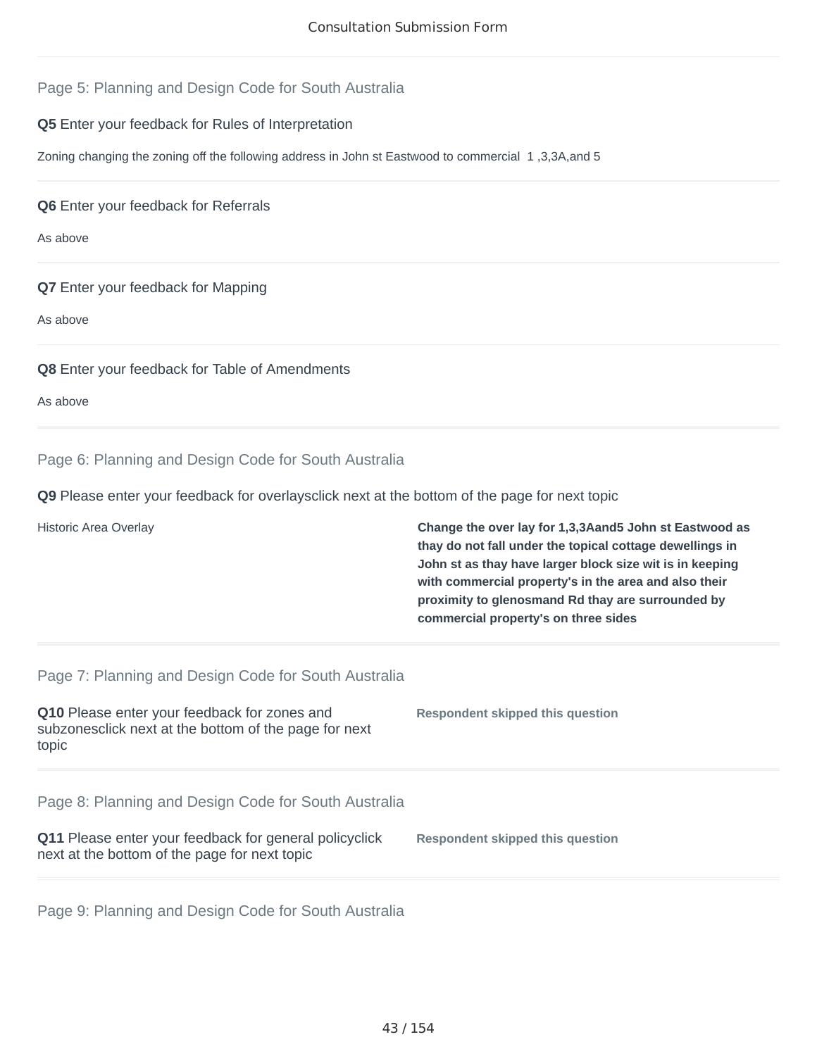Consultation Submission Form

## Page 5: Planning and Design Code for South Australia

**Q5** Enter your feedback for Rules of Interpretation

Zoning changing the zoning off the following address in John st Eastwood to commercial 1 ,3,3A,and 5

**Q6** Enter your feedback for Referrals

As above

**Q7** Enter your feedback for Mapping

As above

**Q8** Enter your feedback for Table of Amendments

As above

## Page 6: Planning and Design Code for South Australia

**Q9** Please enter your feedback for overlaysclick next at the bottom of the page for next topic

| | |
|---|---|
| Historic Area Overlay | **Change the over lay for 1,3,3Aand5 John st Eastwood as thay do not fall under the topical cottage dewellings in John st as thay have larger block size wit is in keeping with commercial property's in the area and also their proximity to glenosmand Rd thay are surrounded by commercial property's on three sides** |

## Page 7: Planning and Design Code for South Australia

**Q10** Please enter your feedback for zones and subzonesclick next at the bottom of the page for next topic

**Respondent skipped this question**

## Page 8: Planning and Design Code for South Australia

**Q11** Please enter your feedback for general policyclick next at the bottom of the page for next topic

**Respondent skipped this question**

## Page 9: Planning and Design Code for South Australia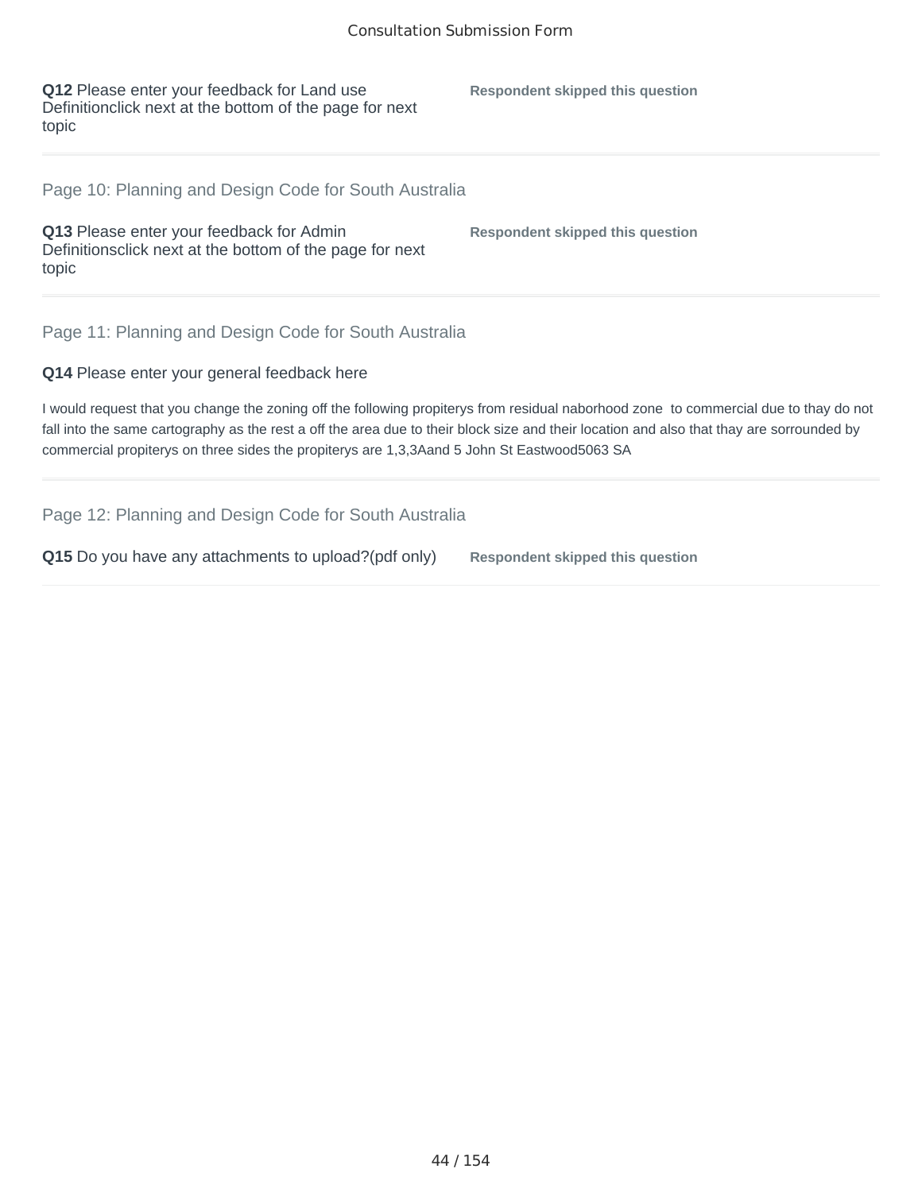**Q12** Please enter your feedback for Land use Definitionclick next at the bottom of the page for next topic

**Respondent skipped this question**

---

## Page 10: Planning and Design Code for South Australia

**Q13** Please enter your feedback for Admin Definitionsclick next at the bottom of the page for next topic

**Respondent skipped this question**

---

## Page 11: Planning and Design Code for South Australia

**Q14** Please enter your general feedback here

I would request that you change the zoning off the following propiterys from residual naborhood zone to commercial due to thay do not fall into the same cartography as the rest a off the area due to their block size and their location and also that thay are sorrounded by commercial propiterys on three sides the propiterys are 1,3,3Aand 5 John St Eastwood5063 SA

---

## Page 12: Planning and Design Code for South Australia

**Q15** Do you have any attachments to upload?(pdf only)

**Respondent skipped this question**